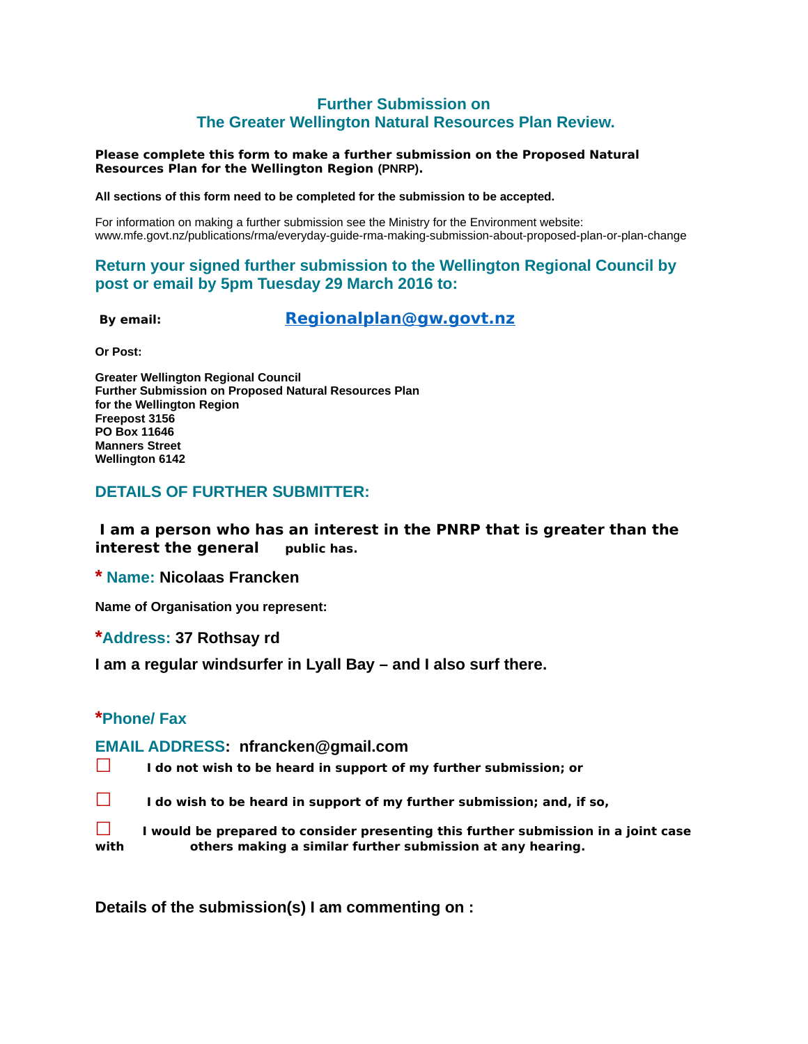# Further Submission on
# The Greater Wellington Natural Resources Plan Review.

**Please complete this form to make a further submission on the Proposed Natural Resources Plan for the Wellington Region (PNRP).**

**All sections of this form need to be completed for the submission to be accepted.**

For information on making a further submission see the Ministry for the Environment website: www.mfe.govt.nz/publications/rma/everyday-guide-rma-making-submission-about-proposed-plan-or-plan-change

## Return your signed further submission to the Wellington Regional Council by post or email by 5pm Tuesday 29 March 2016 to:

**By email:** **Regionalplan@gw.govt.nz**

**Or Post:**

**Greater Wellington Regional Council**
**Further Submission on Proposed Natural Resources Plan**
**for the Wellington Region**
**Freepost 3156**
**PO Box 11646**
**Manners Street**
**Wellington 6142**

## DETAILS OF FURTHER SUBMITTER:

**I am a person who has an interest in the PNRP that is greater than the interest the general public has.**

**\* Name: Nicolaas Francken**

**Name of Organisation you represent:**

**\*Address: 37 Rothsay rd**

**I am a regular windsurfer in Lyall Bay – and I also surf there.**

**\*Phone/ Fax**

**EMAIL ADDRESS: nfrancken@gmail.com**

☐ **I do not wish to be heard in support of my further submission; or**

☐ **I do wish to be heard in support of my further submission; and, if so,**

☐ **I would be prepared to consider presenting this further submission in a joint case with others making a similar further submission at any hearing.**

**Details of the submission(s) I am commenting on :**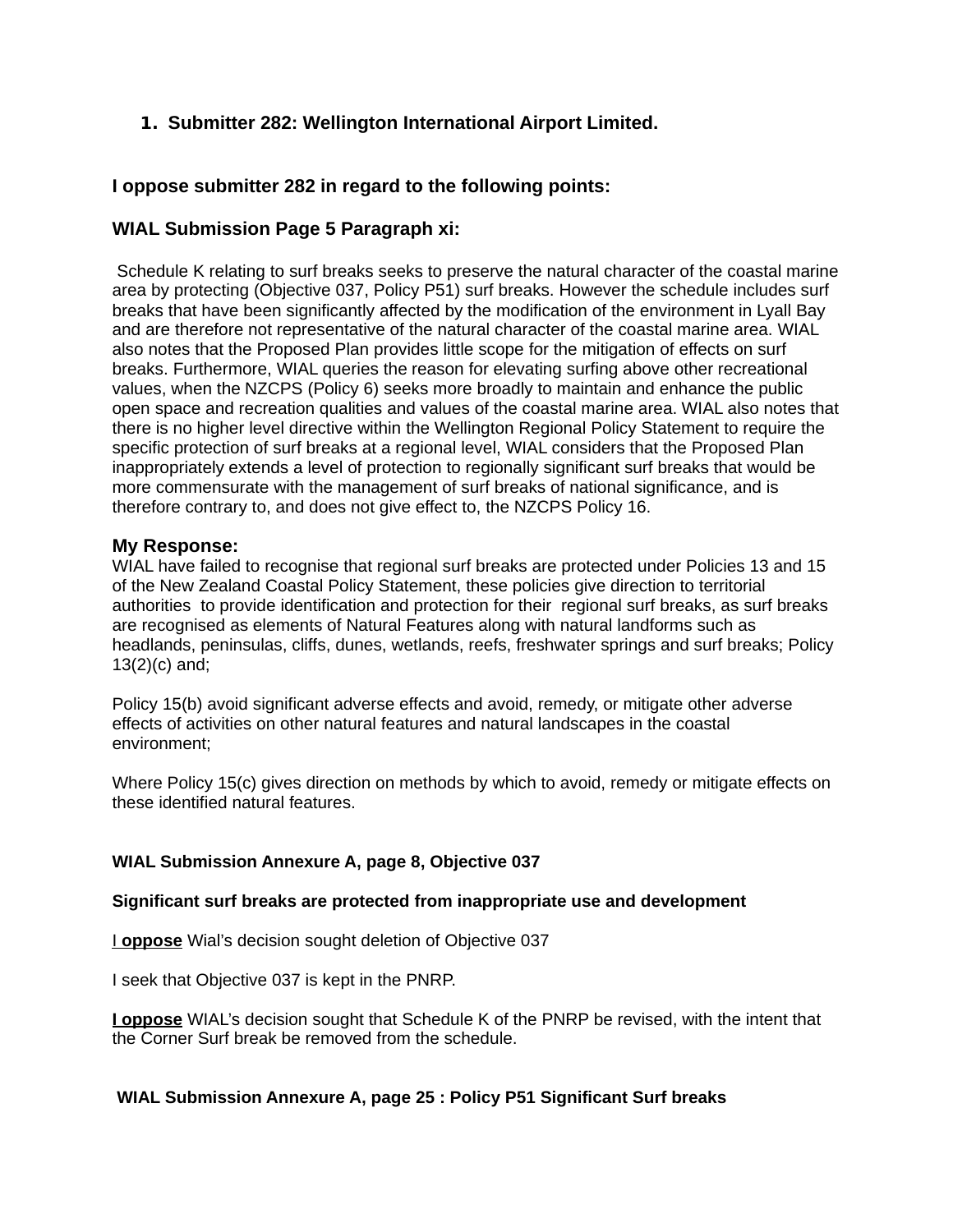1. **Submitter 282: Wellington International Airport Limited.**

### I oppose submitter 282 in regard to the following points:

### WIAL Submission Page 5 Paragraph xi:

Schedule K relating to surf breaks seeks to preserve the natural character of the coastal marine area by protecting (Objective 037, Policy P51) surf breaks. However the schedule includes surf breaks that have been significantly affected by the modification of the environment in Lyall Bay and are therefore not representative of the natural character of the coastal marine area. WIAL also notes that the Proposed Plan provides little scope for the mitigation of effects on surf breaks. Furthermore, WIAL queries the reason for elevating surfing above other recreational values, when the NZCPS (Policy 6) seeks more broadly to maintain and enhance the public open space and recreation qualities and values of the coastal marine area. WIAL also notes that there is no higher level directive within the Wellington Regional Policy Statement to require the specific protection of surf breaks at a regional level, WIAL considers that the Proposed Plan inappropriately extends a level of protection to regionally significant surf breaks that would be more commensurate with the management of surf breaks of national significance, and is therefore contrary to, and does not give effect to, the NZCPS Policy 16.

**My Response:**
WIAL have failed to recognise that regional surf breaks are protected under Policies 13 and 15 of the New Zealand Coastal Policy Statement, these policies give direction to territorial authorities to provide identification and protection for their regional surf breaks, as surf breaks are recognised as elements of Natural Features along with natural landforms such as headlands, peninsulas, cliffs, dunes, wetlands, reefs, freshwater springs and surf breaks; Policy 13(2)(c) and;

Policy 15(b) avoid significant adverse effects and avoid, remedy, or mitigate other adverse effects of activities on other natural features and natural landscapes in the coastal environment;

Where Policy 15(c) gives direction on methods by which to avoid, remedy or mitigate effects on these identified natural features.

**WIAL Submission Annexure A, page 8, Objective 037**

**Significant surf breaks are protected from inappropriate use and development**

I **oppose** Wial's decision sought deletion of Objective 037

I seek that Objective 037 is kept in the PNRP.

**I oppose** WIAL's decision sought that Schedule K of the PNRP be revised, with the intent that the Corner Surf break be removed from the schedule.

**WIAL Submission Annexure A, page 25 : Policy P51 Significant Surf breaks**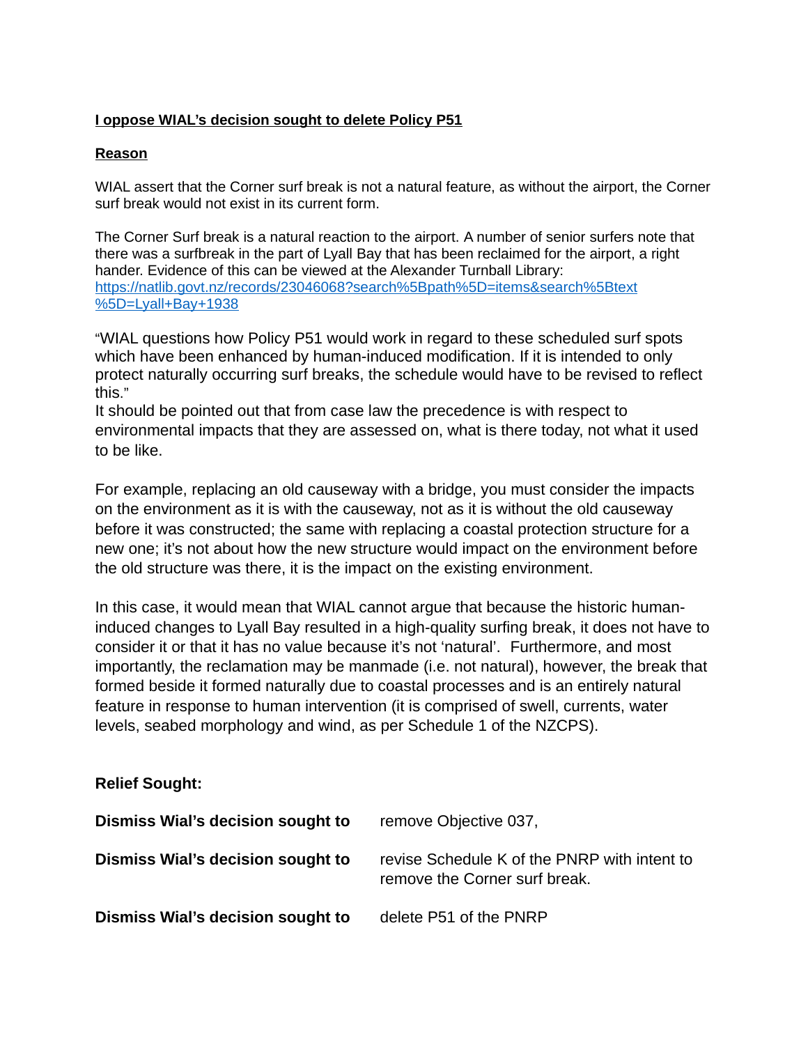**I oppose WIAL's decision sought to delete Policy P51**

**Reason**

WIAL assert that the Corner surf break is not a natural feature, as without the airport, the Corner surf break would not exist in its current form.

The Corner Surf break is a natural reaction to the airport. A number of senior surfers note that there was a surfbreak in the part of Lyall Bay that has been reclaimed for the airport, a right hander. Evidence of this can be viewed at the Alexander Turnball Library: [https://natlib.govt.nz/records/23046068?search%5Bpath%5D=items&search%5Btext%5D=Lyall+Bay+1938](https://natlib.govt.nz/records/23046068?search%5Bpath%5D=items&search%5Btext%5D=Lyall+Bay+1938)

"WIAL questions how Policy P51 would work in regard to these scheduled surf spots which have been enhanced by human-induced modification. If it is intended to only protect naturally occurring surf breaks, the schedule would have to be revised to reflect this."

It should be pointed out that from case law the precedence is with respect to environmental impacts that they are assessed on, what is there today, not what it used to be like.

For example, replacing an old causeway with a bridge, you must consider the impacts on the environment as it is with the causeway, not as it is without the old causeway before it was constructed; the same with replacing a coastal protection structure for a new one; it's not about how the new structure would impact on the environment before the old structure was there, it is the impact on the existing environment.

In this case, it would mean that WIAL cannot argue that because the historic human-induced changes to Lyall Bay resulted in a high-quality surfing break, it does not have to consider it or that it has no value because it's not 'natural'. Furthermore, and most importantly, the reclamation may be manmade (i.e. not natural), however, the break that formed beside it formed naturally due to coastal processes and is an entirely natural feature in response to human intervention (it is comprised of swell, currents, water levels, seabed morphology and wind, as per Schedule 1 of the NZCPS).

**Relief Sought:**

| | |
|---|---|
| **Dismiss Wial's decision sought to** | remove Objective 037, |
| **Dismiss Wial's decision sought to** | revise Schedule K of the PNRP with intent to remove the Corner surf break. |
| **Dismiss Wial's decision sought to** | delete P51 of the PNRP |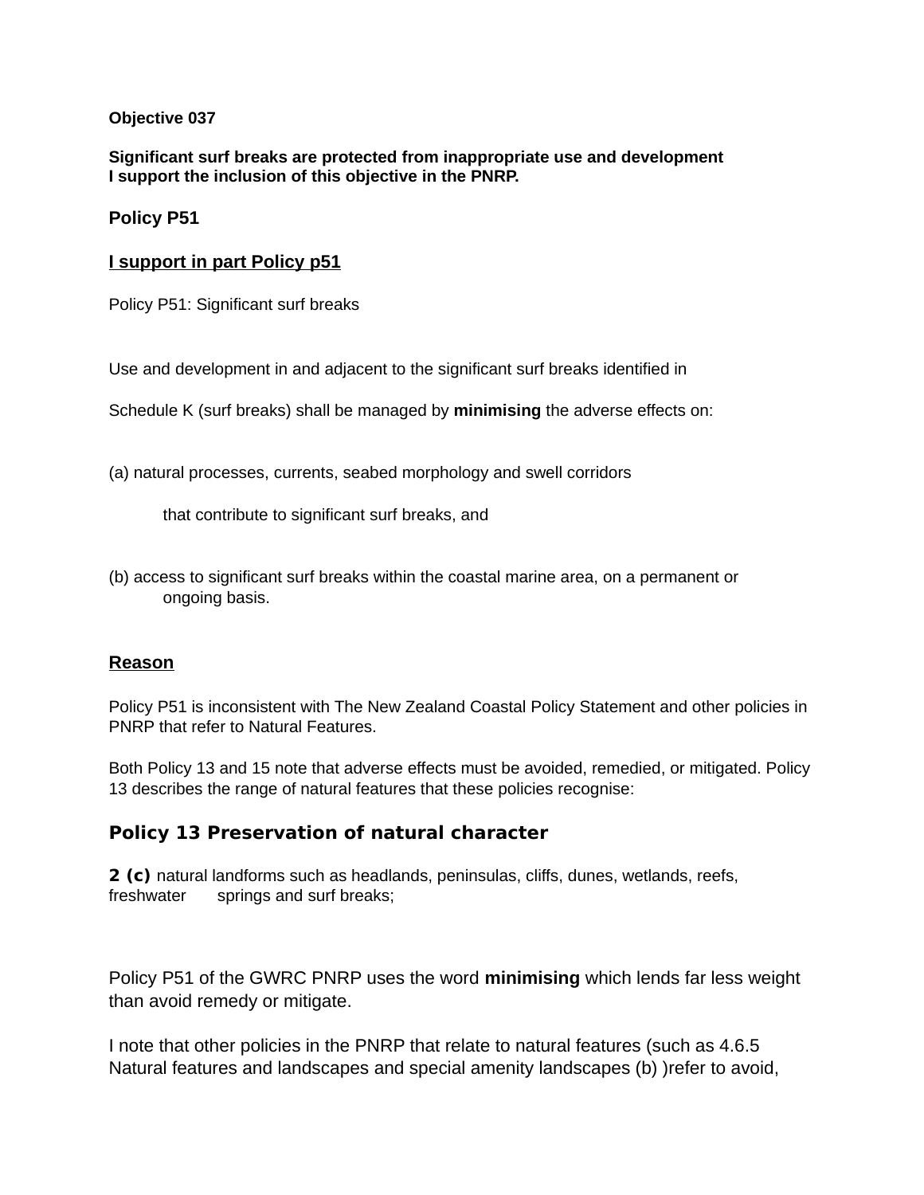**Objective 037**

**Significant surf breaks are protected from inappropriate use and development**
**I support the inclusion of this objective in the PNRP.**

**Policy P51**

**<u>I support in part Policy p51</u>**

Policy P51: Significant surf breaks

Use and development in and adjacent to the significant surf breaks identified in

Schedule K (surf breaks) shall be managed by **minimising** the adverse effects on:

(a) natural processes, currents, seabed morphology and swell corridors

that contribute to significant surf breaks, and

(b) access to significant surf breaks within the coastal marine area, on a permanent or ongoing basis.

**<u>Reason</u>**

Policy P51 is inconsistent with The New Zealand Coastal Policy Statement and other policies in PNRP that refer to Natural Features.

Both Policy 13 and 15 note that adverse effects must be avoided, remedied, or mitigated. Policy 13 describes the range of natural features that these policies recognise:

**Policy 13 Preservation of natural character**

**2 (c)** natural landforms such as headlands, peninsulas, cliffs, dunes, wetlands, reefs, freshwater springs and surf breaks;

Policy P51 of the GWRC PNRP uses the word **minimising** which lends far less weight than avoid remedy or mitigate.

I note that other policies in the PNRP that relate to natural features (such as 4.6.5 Natural features and landscapes and special amenity landscapes (b) )refer to avoid,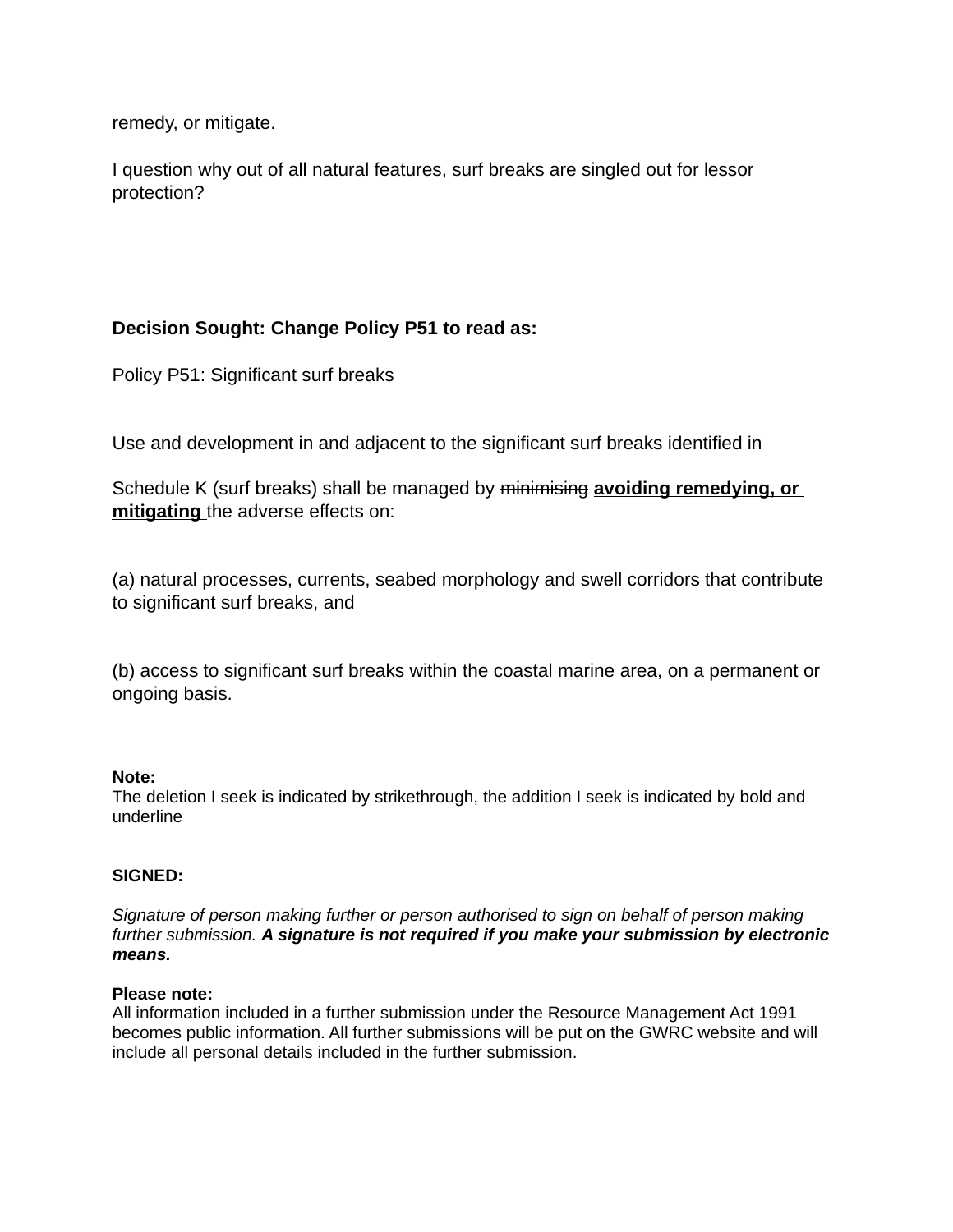remedy, or mitigate.

I question why out of all natural features, surf breaks are singled out for lessor protection?

**Decision Sought: Change Policy P51 to read as:**

Policy P51: Significant surf breaks

Use and development in and adjacent to the significant surf breaks identified in

Schedule K (surf breaks) shall be managed by ~~minimising~~ <u>**avoiding remedying, or mitigating**</u> the adverse effects on:

(a) natural processes, currents, seabed morphology and swell corridors that contribute to significant surf breaks, and

(b) access to significant surf breaks within the coastal marine area, on a permanent or ongoing basis.

**Note:**
The deletion I seek is indicated by strikethrough, the addition I seek is indicated by bold and underline

**SIGNED:**

*Signature of person making further or person authorised to sign on behalf of person making further submission.* ***A signature is not required if you make your submission by electronic means.***

**Please note:**
All information included in a further submission under the Resource Management Act 1991 becomes public information. All further submissions will be put on the GWRC website and will include all personal details included in the further submission.